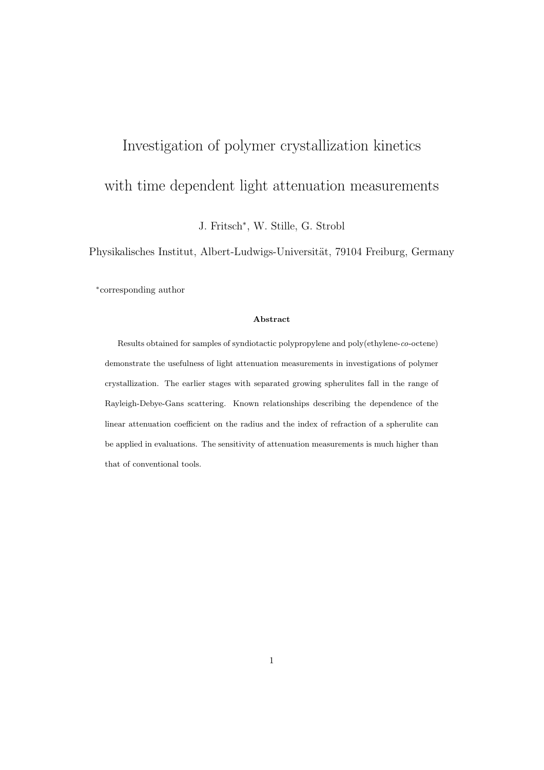# Investigation of polymer crystallization kinetics with time dependent light attenuation measurements

J. Fritsch*, W. Stille, G. Strobl

Physikalisches Institut, Albert-Ludwigs-Universität, 79104 Freiburg, Germany

*corresponding author

**Abstract**

Results obtained for samples of syndiotactic polypropylene and poly(ethylene-*co*-octene) demonstrate the usefulness of light attenuation measurements in investigations of polymer crystallization. The earlier stages with separated growing spherulites fall in the range of Rayleigh-Debye-Gans scattering. Known relationships describing the dependence of the linear attenuation coefficient on the radius and the index of refraction of a spherulite can be applied in evaluations. The sensitivity of attenuation measurements is much higher than that of conventional tools.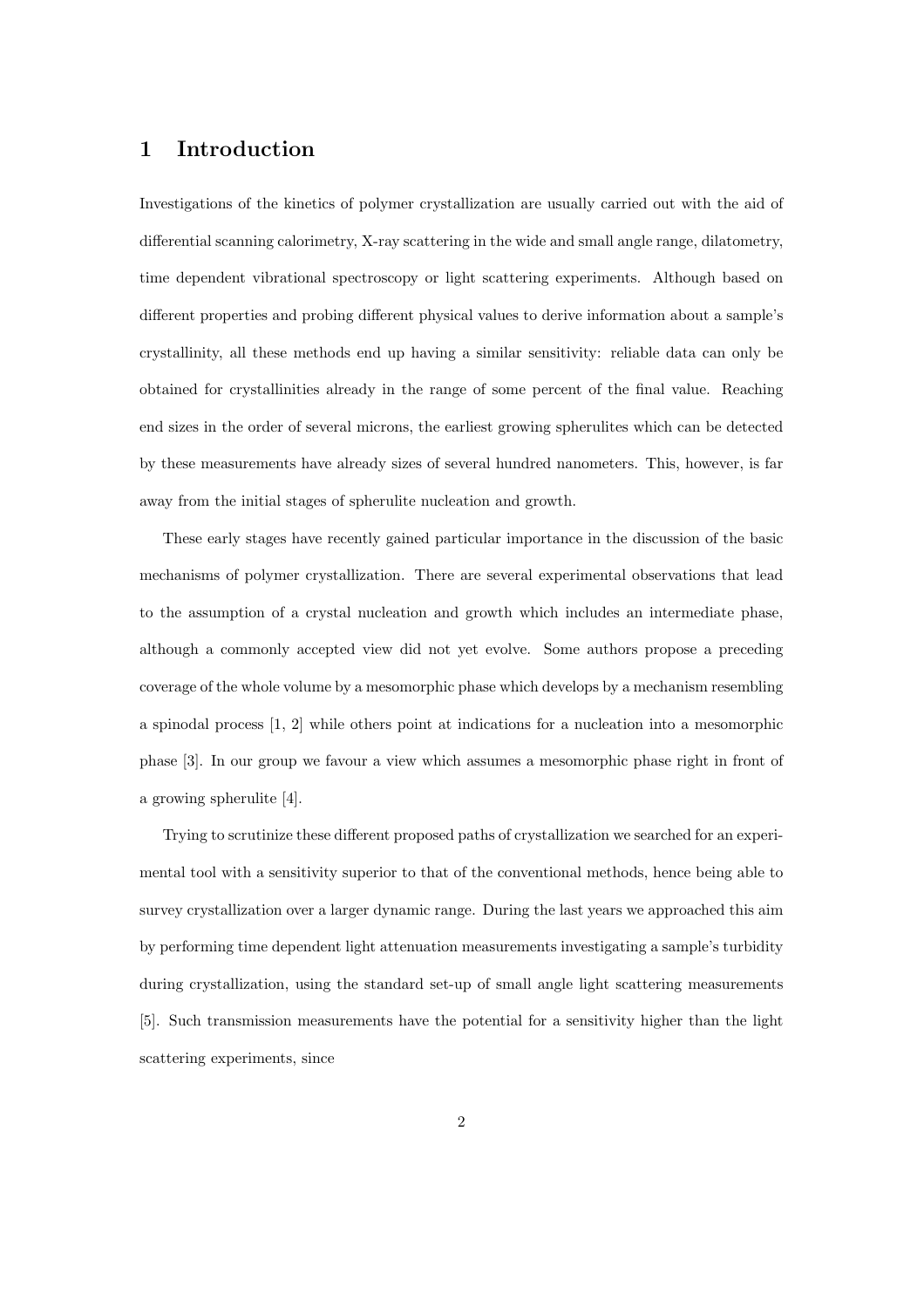# 1 Introduction

Investigations of the kinetics of polymer crystallization are usually carried out with the aid of differential scanning calorimetry, X-ray scattering in the wide and small angle range, dilatometry, time dependent vibrational spectroscopy or light scattering experiments. Although based on different properties and probing different physical values to derive information about a sample's crystallinity, all these methods end up having a similar sensitivity: reliable data can only be obtained for crystallinities already in the range of some percent of the final value. Reaching end sizes in the order of several microns, the earliest growing spherulites which can be detected by these measurements have already sizes of several hundred nanometers. This, however, is far away from the initial stages of spherulite nucleation and growth.

These early stages have recently gained particular importance in the discussion of the basic mechanisms of polymer crystallization. There are several experimental observations that lead to the assumption of a crystal nucleation and growth which includes an intermediate phase, although a commonly accepted view did not yet evolve. Some authors propose a preceding coverage of the whole volume by a mesomorphic phase which develops by a mechanism resembling a spinodal process [1, 2] while others point at indications for a nucleation into a mesomorphic phase [3]. In our group we favour a view which assumes a mesomorphic phase right in front of a growing spherulite [4].

Trying to scrutinize these different proposed paths of crystallization we searched for an experimental tool with a sensitivity superior to that of the conventional methods, hence being able to survey crystallization over a larger dynamic range. During the last years we approached this aim by performing time dependent light attenuation measurements investigating a sample's turbidity during crystallization, using the standard set-up of small angle light scattering measurements [5]. Such transmission measurements have the potential for a sensitivity higher than the light scattering experiments, since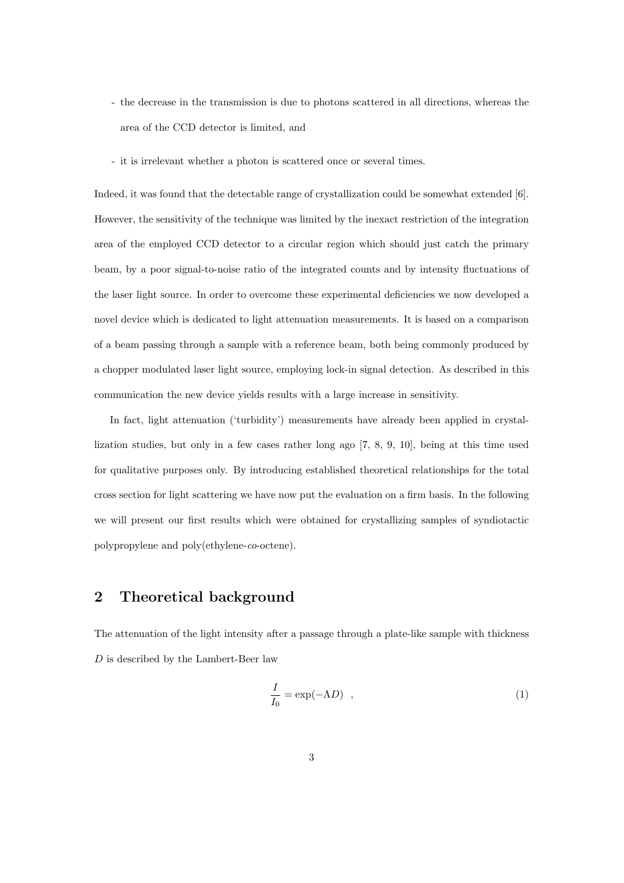- the decrease in the transmission is due to photons scattered in all directions, whereas the area of the CCD detector is limited, and
- it is irrelevant whether a photon is scattered once or several times.

Indeed, it was found that the detectable range of crystallization could be somewhat extended [6]. However, the sensitivity of the technique was limited by the inexact restriction of the integration area of the employed CCD detector to a circular region which should just catch the primary beam, by a poor signal-to-noise ratio of the integrated counts and by intensity fluctuations of the laser light source. In order to overcome these experimental deficiencies we now developed a novel device which is dedicated to light attenuation measurements. It is based on a comparison of a beam passing through a sample with a reference beam, both being commonly produced by a chopper modulated laser light source, employing lock-in signal detection. As described in this communication the new device yields results with a large increase in sensitivity.

In fact, light attenuation ('turbidity') measurements have already been applied in crystallization studies, but only in a few cases rather long ago [7, 8, 9, 10], being at this time used for qualitative purposes only. By introducing established theoretical relationships for the total cross section for light scattering we have now put the evaluation on a firm basis. In the following we will present our first results which were obtained for crystallizing samples of syndiotactic polypropylene and poly(ethylene-*co*-octene).

## 2 Theoretical background

The attenuation of the light intensity after a passage through a plate-like sample with thickness $D$ is described by the Lambert-Beer law

$$\frac{I}{I_0} = \exp(-\Lambda D) \quad , \tag{1}$$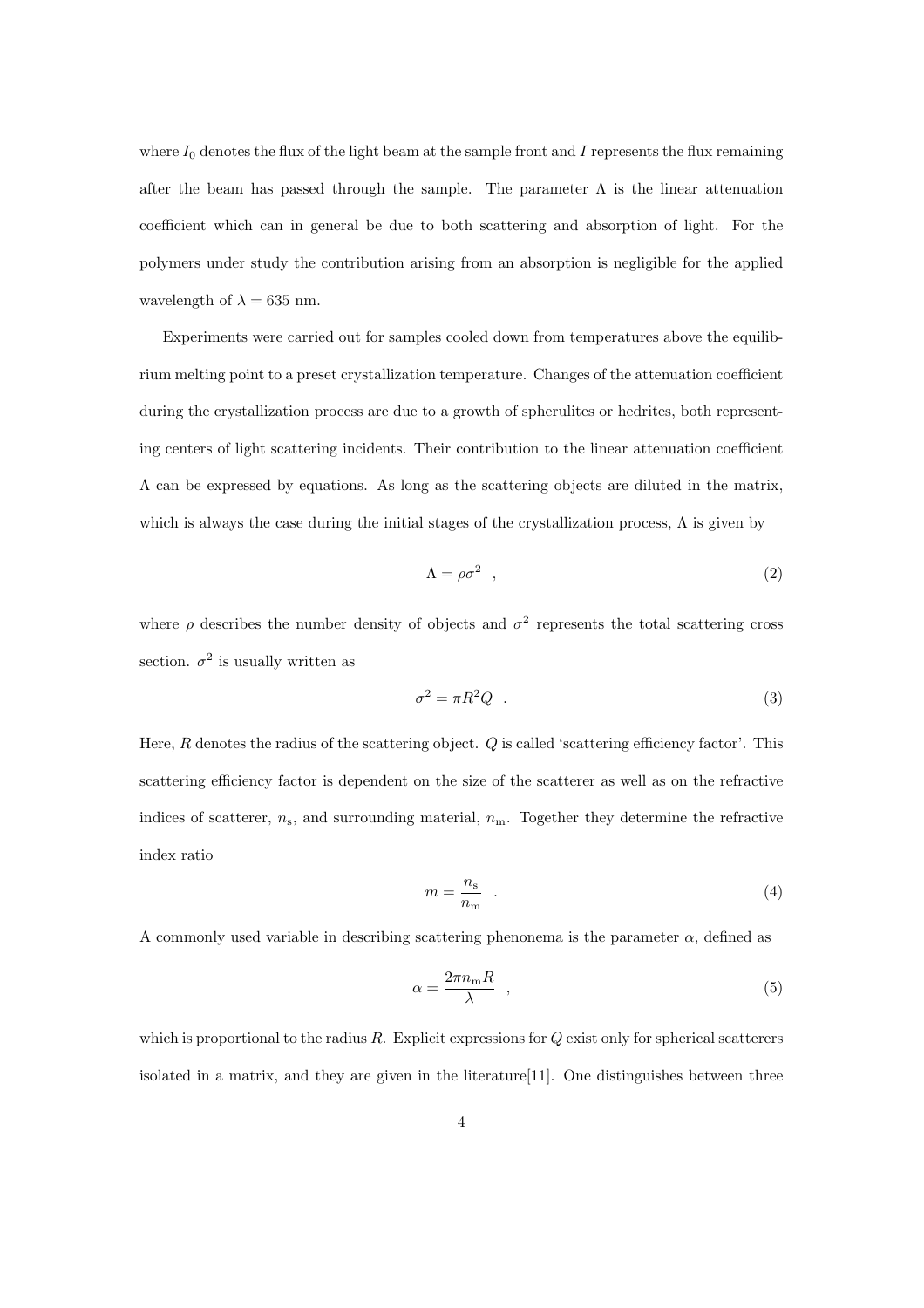where $I_0$ denotes the flux of the light beam at the sample front and $I$ represents the flux remaining after the beam has passed through the sample. The parameter $\Lambda$ is the linear attenuation coefficient which can in general be due to both scattering and absorption of light. For the polymers under study the contribution arising from an absorption is negligible for the applied wavelength of $\lambda = 635$ nm.

Experiments were carried out for samples cooled down from temperatures above the equilibrium melting point to a preset crystallization temperature. Changes of the attenuation coefficient during the crystallization process are due to a growth of spherulites or hedrites, both representing centers of light scattering incidents. Their contribution to the linear attenuation coefficient $\Lambda$ can be expressed by equations. As long as the scattering objects are diluted in the matrix, which is always the case during the initial stages of the crystallization process, $\Lambda$ is given by

$$\Lambda = \rho\sigma^2 \quad , \tag{2}$$

where $\rho$ describes the number density of objects and $\sigma^2$ represents the total scattering cross section. $\sigma^2$ is usually written as

$$\sigma^2 = \pi R^2 Q \quad . \tag{3}$$

Here, $R$ denotes the radius of the scattering object. $Q$ is called 'scattering efficiency factor'. This scattering efficiency factor is dependent on the size of the scatterer as well as on the refractive indices of scatterer, $n_\mathrm{s}$, and surrounding material, $n_\mathrm{m}$. Together they determine the refractive index ratio

$$m = \frac{n_\mathrm{s}}{n_\mathrm{m}} \quad . \tag{4}$$

A commonly used variable in describing scattering phenonema is the parameter $\alpha$, defined as

$$\alpha = \frac{2\pi n_\mathrm{m} R}{\lambda} \quad , \tag{5}$$

which is proportional to the radius $R$. Explicit expressions for $Q$ exist only for spherical scatterers isolated in a matrix, and they are given in the literature[11]. One distinguishes between three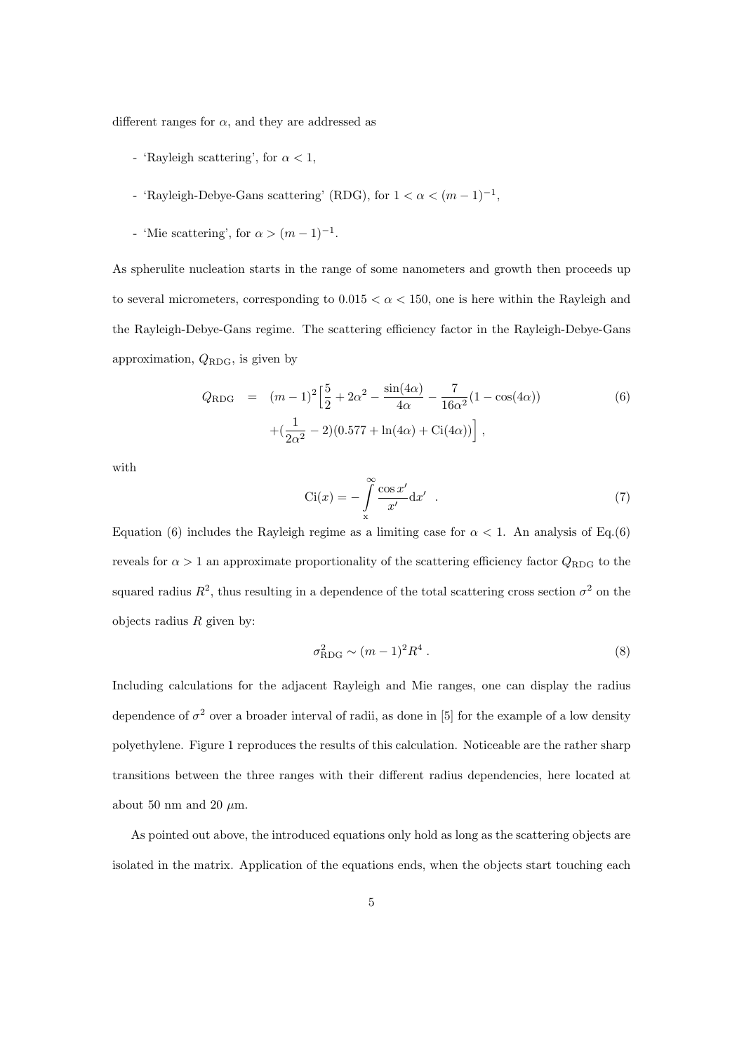different ranges for $\alpha$, and they are addressed as

- 'Rayleigh scattering', for $\alpha < 1$,
- 'Rayleigh-Debye-Gans scattering' (RDG), for $1 < \alpha < (m-1)^{-1}$,
- 'Mie scattering', for $\alpha > (m-1)^{-1}$.

As spherulite nucleation starts in the range of some nanometers and growth then proceeds up to several micrometers, corresponding to $0.015 < \alpha < 150$, one is here within the Rayleigh and the Rayleigh-Debye-Gans regime. The scattering efficiency factor in the Rayleigh-Debye-Gans approximation, $Q_{\mathrm{RDG}}$, is given by

$$
\begin{aligned}
Q_{\mathrm{RDG}} &= (m-1)^2\Big[\frac{5}{2} + 2\alpha^2 - \frac{\sin(4\alpha)}{4\alpha} - \frac{7}{16\alpha^2}(1-\cos(4\alpha)) \\
&\quad + (\frac{1}{2\alpha^2} - 2)(0.577 + \ln(4\alpha) + \mathrm{Ci}(4\alpha))\Big] ,
\end{aligned}
\tag{6}
$$

with

$$
\mathrm{Ci}(x) = -\int_{\mathrm{x}}^{\infty} \frac{\cos x'}{x'} \mathrm{d}x' \quad . \tag{7}
$$

Equation (6) includes the Rayleigh regime as a limiting case for $\alpha < 1$. An analysis of Eq.(6) reveals for $\alpha > 1$ an approximate proportionality of the scattering efficiency factor $Q_{\mathrm{RDG}}$ to the squared radius $R^2$, thus resulting in a dependence of the total scattering cross section $\sigma^2$ on the objects radius $R$ given by:

$$
\sigma^2_{\mathrm{RDG}} \sim (m-1)^2 R^4 \, . \tag{8}
$$

Including calculations for the adjacent Rayleigh and Mie ranges, one can display the radius dependence of $\sigma^2$ over a broader interval of radii, as done in [5] for the example of a low density polyethylene. Figure 1 reproduces the results of this calculation. Noticeable are the rather sharp transitions between the three ranges with their different radius dependencies, here located at about 50 nm and 20 $\mu$m.

As pointed out above, the introduced equations only hold as long as the scattering objects are isolated in the matrix. Application of the equations ends, when the objects start touching each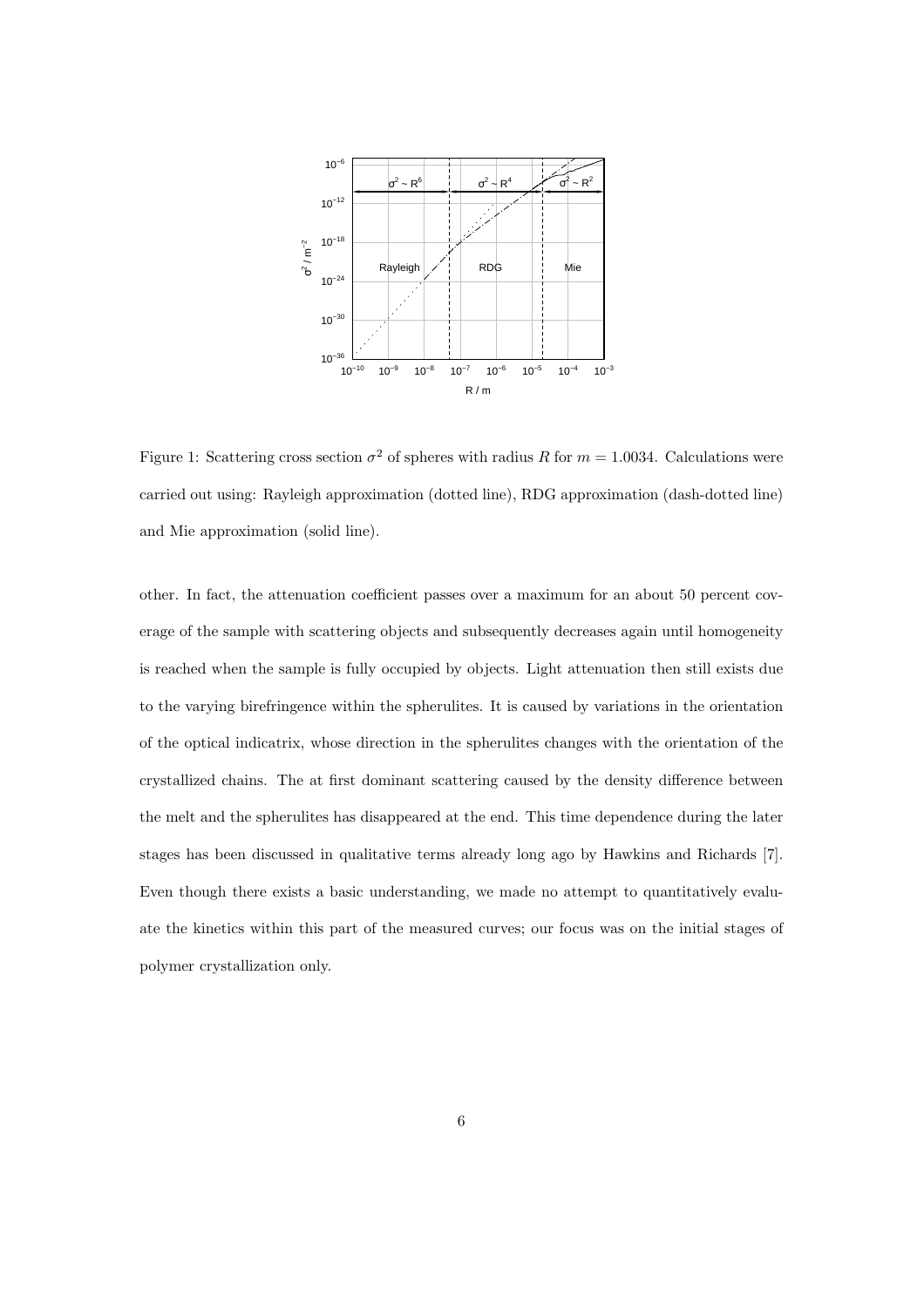Figure 1: Scattering cross section $\sigma^2$ of spheres with radius $R$ for $m = 1.0034$. Calculations were carried out using: Rayleigh approximation (dotted line), RDG approximation (dash-dotted line) and Mie approximation (solid line).

other. In fact, the attenuation coefficient passes over a maximum for an about 50 percent coverage of the sample with scattering objects and subsequently decreases again until homogeneity is reached when the sample is fully occupied by objects. Light attenuation then still exists due to the varying birefringence within the spherulites. It is caused by variations in the orientation of the optical indicatrix, whose direction in the spherulites changes with the orientation of the crystallized chains. The at first dominant scattering caused by the density difference between the melt and the spherulites has disappeared at the end. This time dependence during the later stages has been discussed in qualitative terms already long ago by Hawkins and Richards [7]. Even though there exists a basic understanding, we made no attempt to quantitatively evaluate the kinetics within this part of the measured curves; our focus was on the initial stages of polymer crystallization only.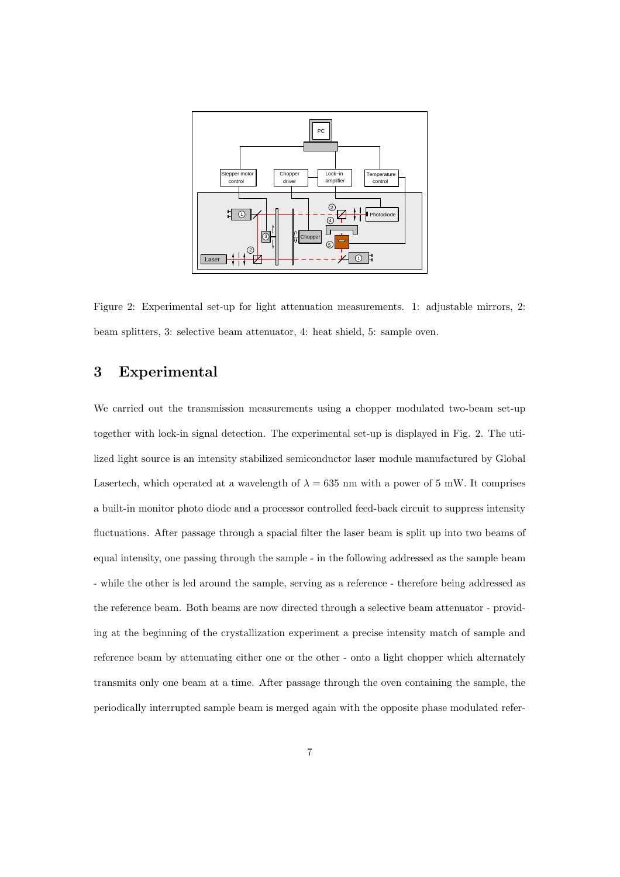Figure 2: Experimental set-up for light attenuation measurements. 1: adjustable mirrors, 2: beam splitters, 3: selective beam attenuator, 4: heat shield, 5: sample oven.

# 3 Experimental

We carried out the transmission measurements using a chopper modulated two-beam set-up together with lock-in signal detection. The experimental set-up is displayed in Fig. 2. The utilized light source is an intensity stabilized semiconductor laser module manufactured by Global Lasertech, which operated at a wavelength of $\lambda = 635$ nm with a power of 5 mW. It comprises a built-in monitor photo diode and a processor controlled feed-back circuit to suppress intensity fluctuations. After passage through a spacial filter the laser beam is split up into two beams of equal intensity, one passing through the sample - in the following addressed as the sample beam - while the other is led around the sample, serving as a reference - therefore being addressed as the reference beam. Both beams are now directed through a selective beam attenuator - providing at the beginning of the crystallization experiment a precise intensity match of sample and reference beam by attenuating either one or the other - onto a light chopper which alternately transmits only one beam at a time. After passage through the oven containing the sample, the periodically interrupted sample beam is merged again with the opposite phase modulated refer-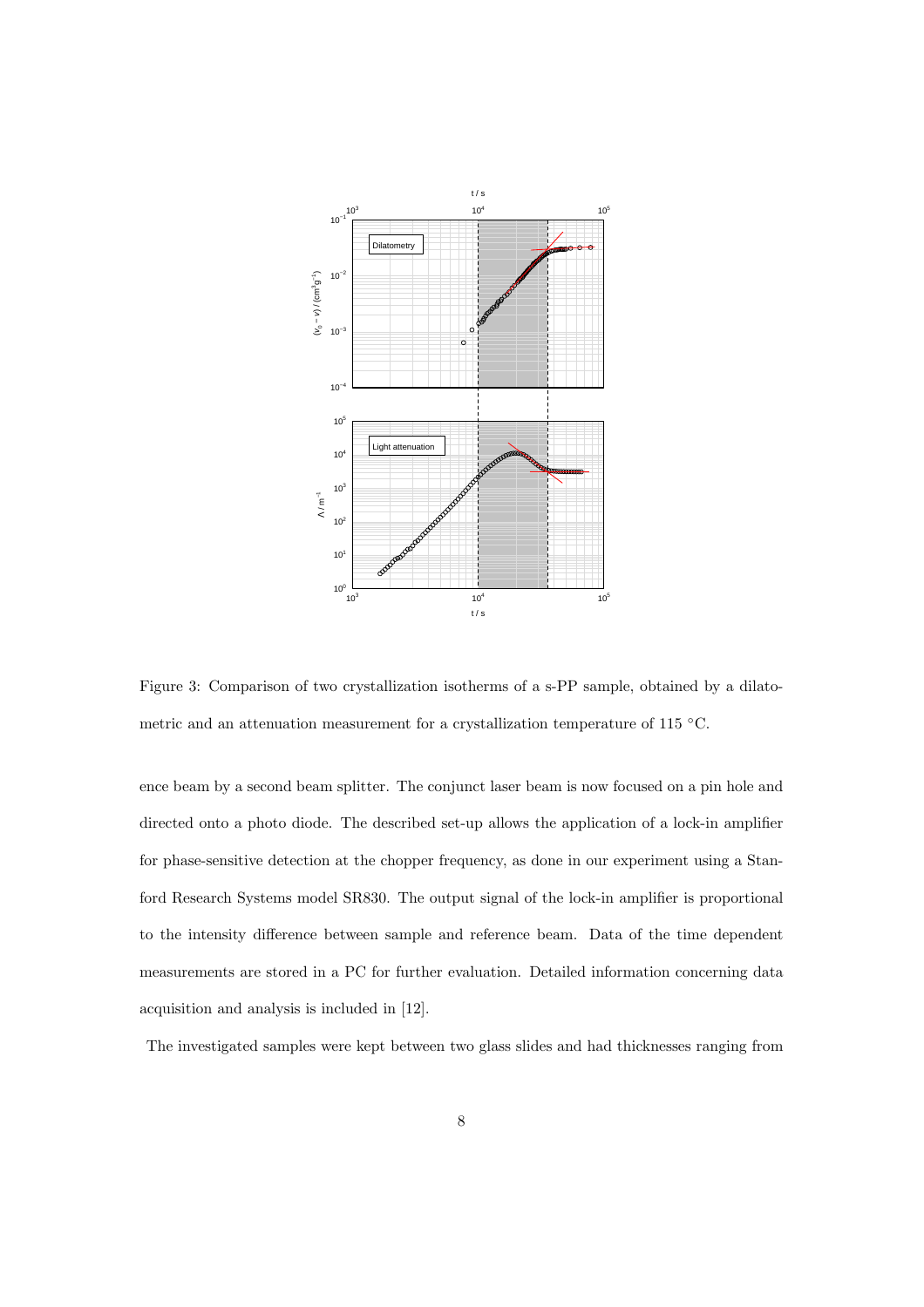Figure 3: Comparison of two crystallization isotherms of a s-PP sample, obtained by a dilatometric and an attenuation measurement for a crystallization temperature of 115 °C.

ence beam by a second beam splitter. The conjunct laser beam is now focused on a pin hole and directed onto a photo diode. The described set-up allows the application of a lock-in amplifier for phase-sensitive detection at the chopper frequency, as done in our experiment using a Stanford Research Systems model SR830. The output signal of the lock-in amplifier is proportional to the intensity difference between sample and reference beam. Data of the time dependent measurements are stored in a PC for further evaluation. Detailed information concerning data acquisition and analysis is included in [12].

The investigated samples were kept between two glass slides and had thicknesses ranging from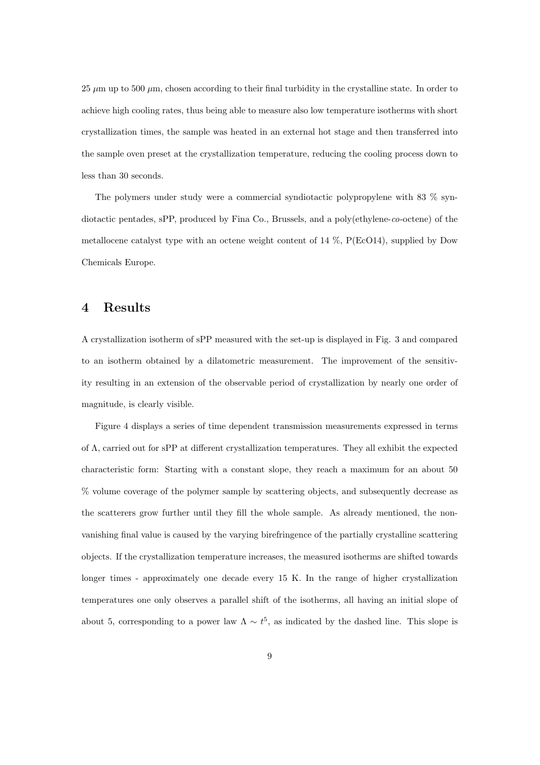25 $\mu$m up to 500 $\mu$m, chosen according to their final turbidity in the crystalline state. In order to achieve high cooling rates, thus being able to measure also low temperature isotherms with short crystallization times, the sample was heated in an external hot stage and then transferred into the sample oven preset at the crystallization temperature, reducing the cooling process down to less than 30 seconds.

The polymers under study were a commercial syndiotactic polypropylene with 83 % syndiotactic pentades, sPP, produced by Fina Co., Brussels, and a poly(ethylene-*co*-octene) of the metallocene catalyst type with an octene weight content of 14 %, P(EcO14), supplied by Dow Chemicals Europe.

# 4 Results

A crystallization isotherm of sPP measured with the set-up is displayed in Fig. 3 and compared to an isotherm obtained by a dilatometric measurement. The improvement of the sensitivity resulting in an extension of the observable period of crystallization by nearly one order of magnitude, is clearly visible.

Figure 4 displays a series of time dependent transmission measurements expressed in terms of $\Lambda$, carried out for sPP at different crystallization temperatures. They all exhibit the expected characteristic form: Starting with a constant slope, they reach a maximum for an about 50 % volume coverage of the polymer sample by scattering objects, and subsequently decrease as the scatterers grow further until they fill the whole sample. As already mentioned, the non-vanishing final value is caused by the varying birefringence of the partially crystalline scattering objects. If the crystallization temperature increases, the measured isotherms are shifted towards longer times - approximately one decade every 15 K. In the range of higher crystallization temperatures one only observes a parallel shift of the isotherms, all having an initial slope of about 5, corresponding to a power law $\Lambda \sim t^5$, as indicated by the dashed line. This slope is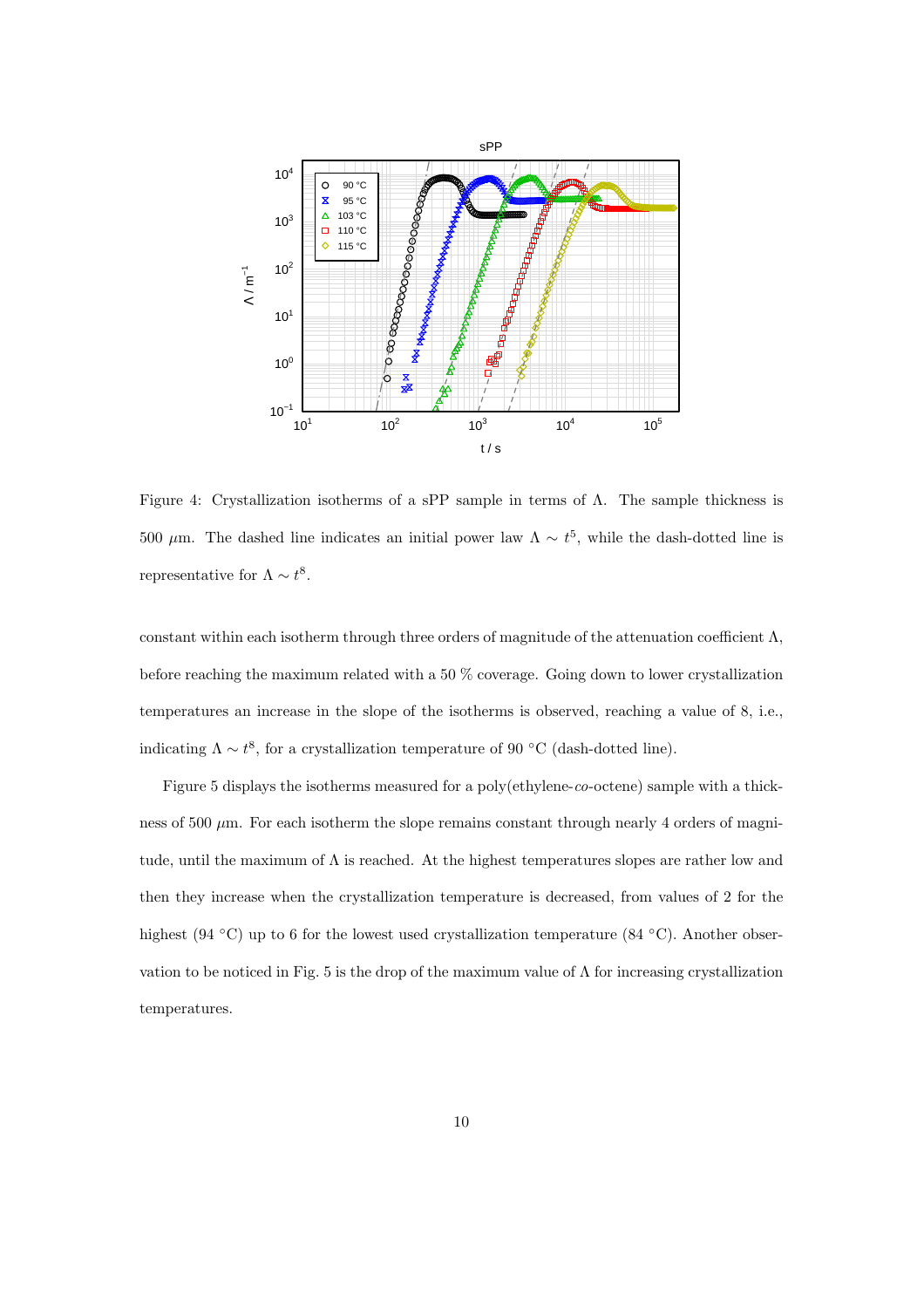Figure 4: Crystallization isotherms of a sPP sample in terms of $\Lambda$. The sample thickness is 500 $\mu$m. The dashed line indicates an initial power law $\Lambda \sim t^5$, while the dash-dotted line is representative for $\Lambda \sim t^8$.

constant within each isotherm through three orders of magnitude of the attenuation coefficient $\Lambda$, before reaching the maximum related with a 50 % coverage. Going down to lower crystallization temperatures an increase in the slope of the isotherms is observed, reaching a value of 8, i.e., indicating $\Lambda \sim t^8$, for a crystallization temperature of 90 °C (dash-dotted line).

Figure 5 displays the isotherms measured for a poly(ethylene-*co*-octene) sample with a thickness of 500 $\mu$m. For each isotherm the slope remains constant through nearly 4 orders of magnitude, until the maximum of $\Lambda$ is reached. At the highest temperatures slopes are rather low and then they increase when the crystallization temperature is decreased, from values of 2 for the highest (94 °C) up to 6 for the lowest used crystallization temperature (84 °C). Another observation to be noticed in Fig. 5 is the drop of the maximum value of $\Lambda$ for increasing crystallization temperatures.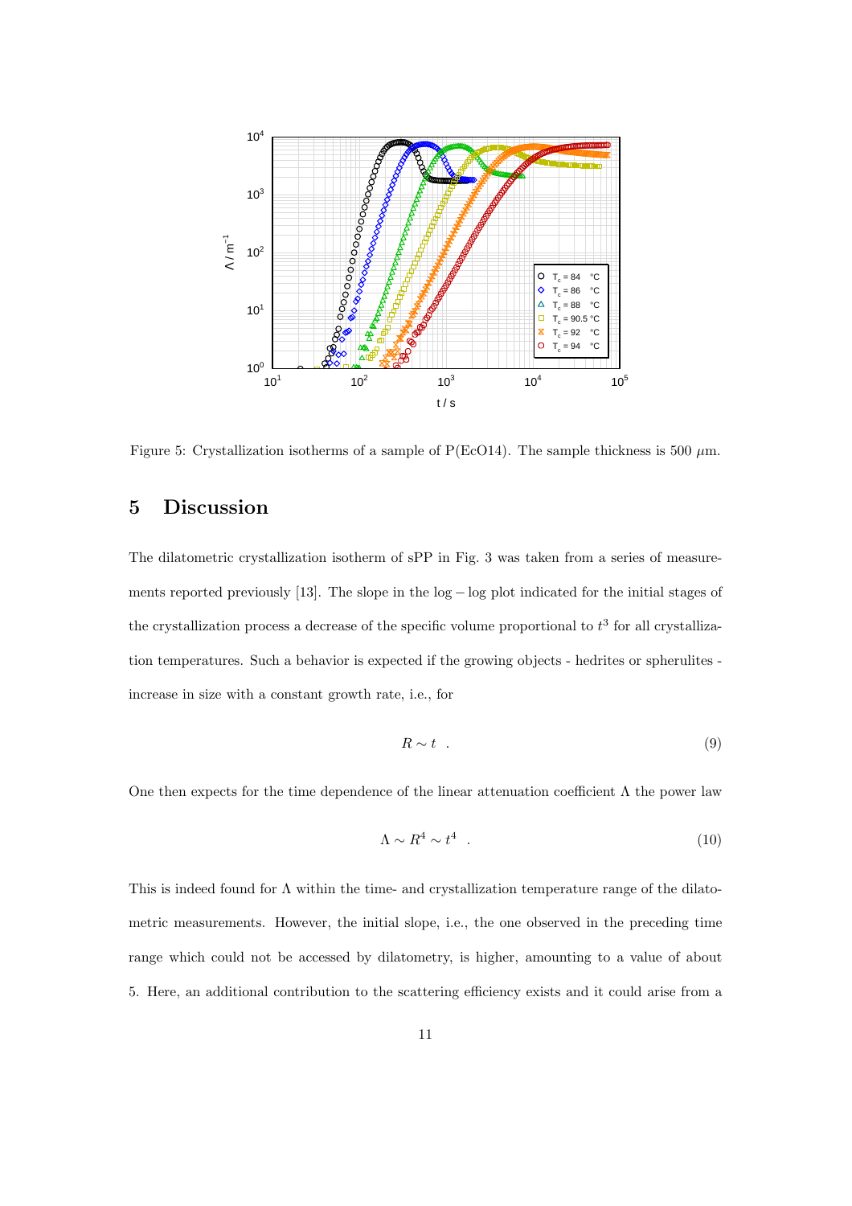Figure 5: Crystallization isotherms of a sample of P(EcO14). The sample thickness is 500 $\mu$m.

## 5 Discussion

The dilatometric crystallization isotherm of sPP in Fig. 3 was taken from a series of measurements reported previously [13]. The slope in the log – log plot indicated for the initial stages of the crystallization process a decrease of the specific volume proportional to $t^3$ for all crystallization temperatures. Such a behavior is expected if the growing objects - hedrites or spherulites - increase in size with a constant growth rate, i.e., for

$$R \sim t \quad . \tag{9}$$

One then expects for the time dependence of the linear attenuation coefficient $\Lambda$ the power law

$$\Lambda \sim R^4 \sim t^4 \quad . \tag{10}$$

This is indeed found for $\Lambda$ within the time- and crystallization temperature range of the dilatometric measurements. However, the initial slope, i.e., the one observed in the preceding time range which could not be accessed by dilatometry, is higher, amounting to a value of about 5. Here, an additional contribution to the scattering efficiency exists and it could arise from a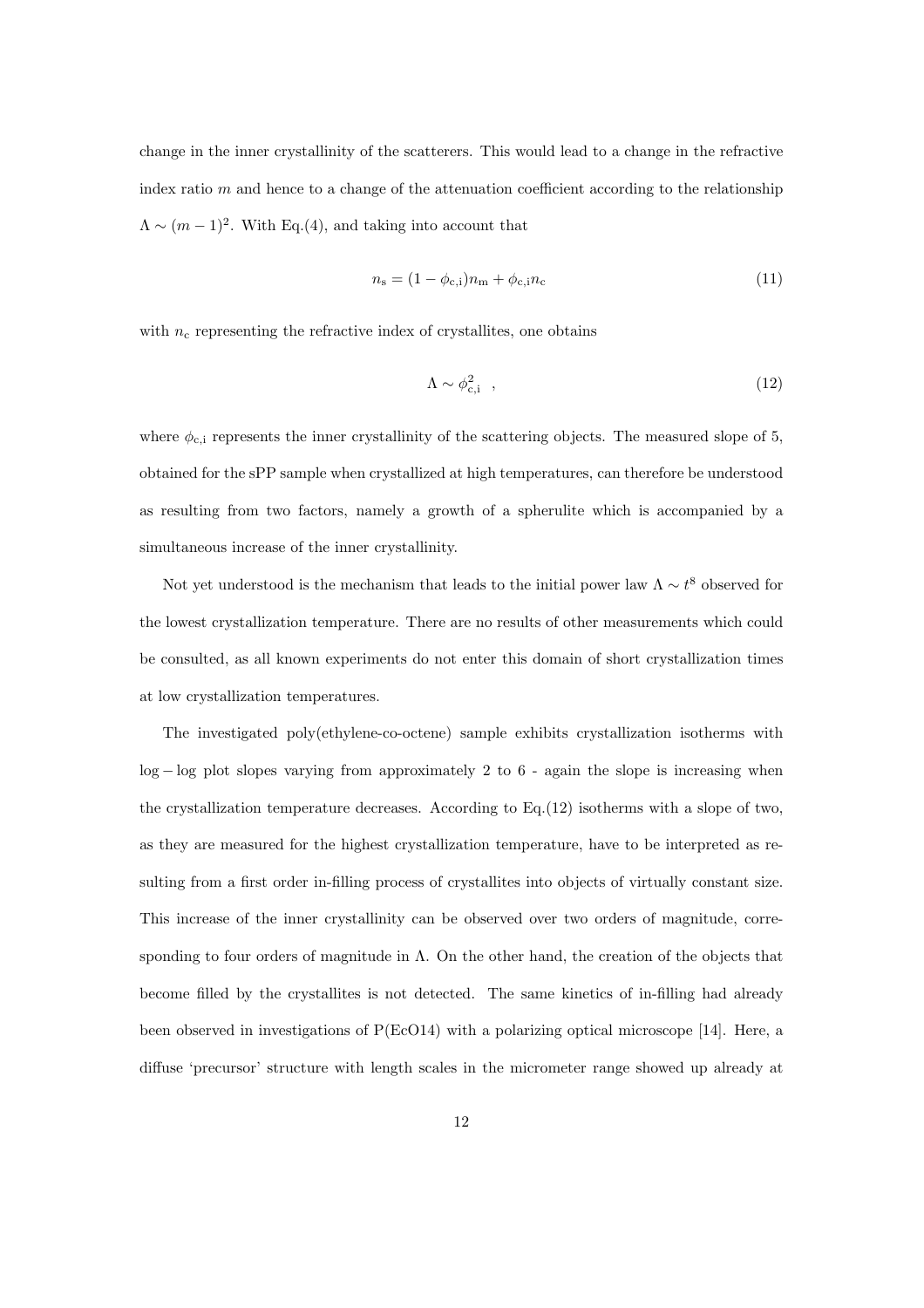change in the inner crystallinity of the scatterers. This would lead to a change in the refractive index ratio $m$ and hence to a change of the attenuation coefficient according to the relationship $\Lambda \sim (m-1)^2$. With Eq.(4), and taking into account that

$$n_{\mathrm{s}} = (1-\phi_{\mathrm{c,i}})n_{\mathrm{m}} + \phi_{\mathrm{c,i}}n_{\mathrm{c}} \tag{11}$$

with $n_{\mathrm{c}}$ representing the refractive index of crystallites, one obtains

$$\Lambda \sim \phi_{\mathrm{c,i}}^2 \quad , \tag{12}$$

where $\phi_{\mathrm{c,i}}$ represents the inner crystallinity of the scattering objects. The measured slope of 5, obtained for the sPP sample when crystallized at high temperatures, can therefore be understood as resulting from two factors, namely a growth of a spherulite which is accompanied by a simultaneous increase of the inner crystallinity.

Not yet understood is the mechanism that leads to the initial power law $\Lambda \sim t^8$ observed for the lowest crystallization temperature. There are no results of other measurements which could be consulted, as all known experiments do not enter this domain of short crystallization times at low crystallization temperatures.

The investigated poly(ethylene-co-octene) sample exhibits crystallization isotherms with $\log-\log$ plot slopes varying from approximately 2 to 6 - again the slope is increasing when the crystallization temperature decreases. According to Eq.(12) isotherms with a slope of two, as they are measured for the highest crystallization temperature, have to be interpreted as resulting from a first order in-filling process of crystallites into objects of virtually constant size. This increase of the inner crystallinity can be observed over two orders of magnitude, corresponding to four orders of magnitude in $\Lambda$. On the other hand, the creation of the objects that become filled by the crystallites is not detected. The same kinetics of in-filling had already been observed in investigations of P(EcO14) with a polarizing optical microscope [14]. Here, a diffuse 'precursor' structure with length scales in the micrometer range showed up already at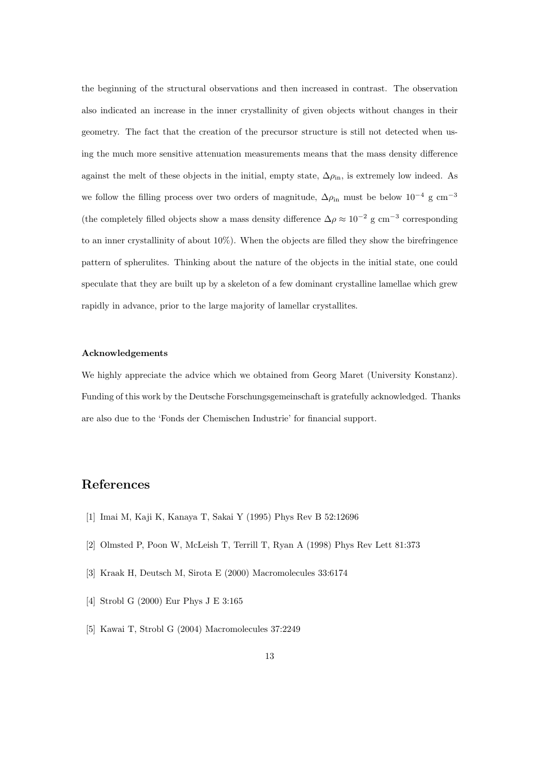the beginning of the structural observations and then increased in contrast. The observation also indicated an increase in the inner crystallinity of given objects without changes in their geometry. The fact that the creation of the precursor structure is still not detected when using the much more sensitive attenuation measurements means that the mass density difference against the melt of these objects in the initial, empty state, $\Delta\rho_{\rm in}$, is extremely low indeed. As we follow the filling process over two orders of magnitude, $\Delta\rho_{\rm in}$ must be below $10^{-4}$ g cm$^{-3}$ (the completely filled objects show a mass density difference $\Delta\rho \approx 10^{-2}$ g cm$^{-3}$ corresponding to an inner crystallinity of about 10%). When the objects are filled they show the birefringence pattern of spherulites. Thinking about the nature of the objects in the initial state, one could speculate that they are built up by a skeleton of a few dominant crystalline lamellae which grew rapidly in advance, prior to the large majority of lamellar crystallites.

**Acknowledgements**

We highly appreciate the advice which we obtained from Georg Maret (University Konstanz). Funding of this work by the Deutsche Forschungsgemeinschaft is gratefully acknowledged. Thanks are also due to the 'Fonds der Chemischen Industrie' for financial support.

# References

[1] Imai M, Kaji K, Kanaya T, Sakai Y (1995) Phys Rev B 52:12696

[2] Olmsted P, Poon W, McLeish T, Terrill T, Ryan A (1998) Phys Rev Lett 81:373

[3] Kraak H, Deutsch M, Sirota E (2000) Macromolecules 33:6174

[4] Strobl G (2000) Eur Phys J E 3:165

[5] Kawai T, Strobl G (2004) Macromolecules 37:2249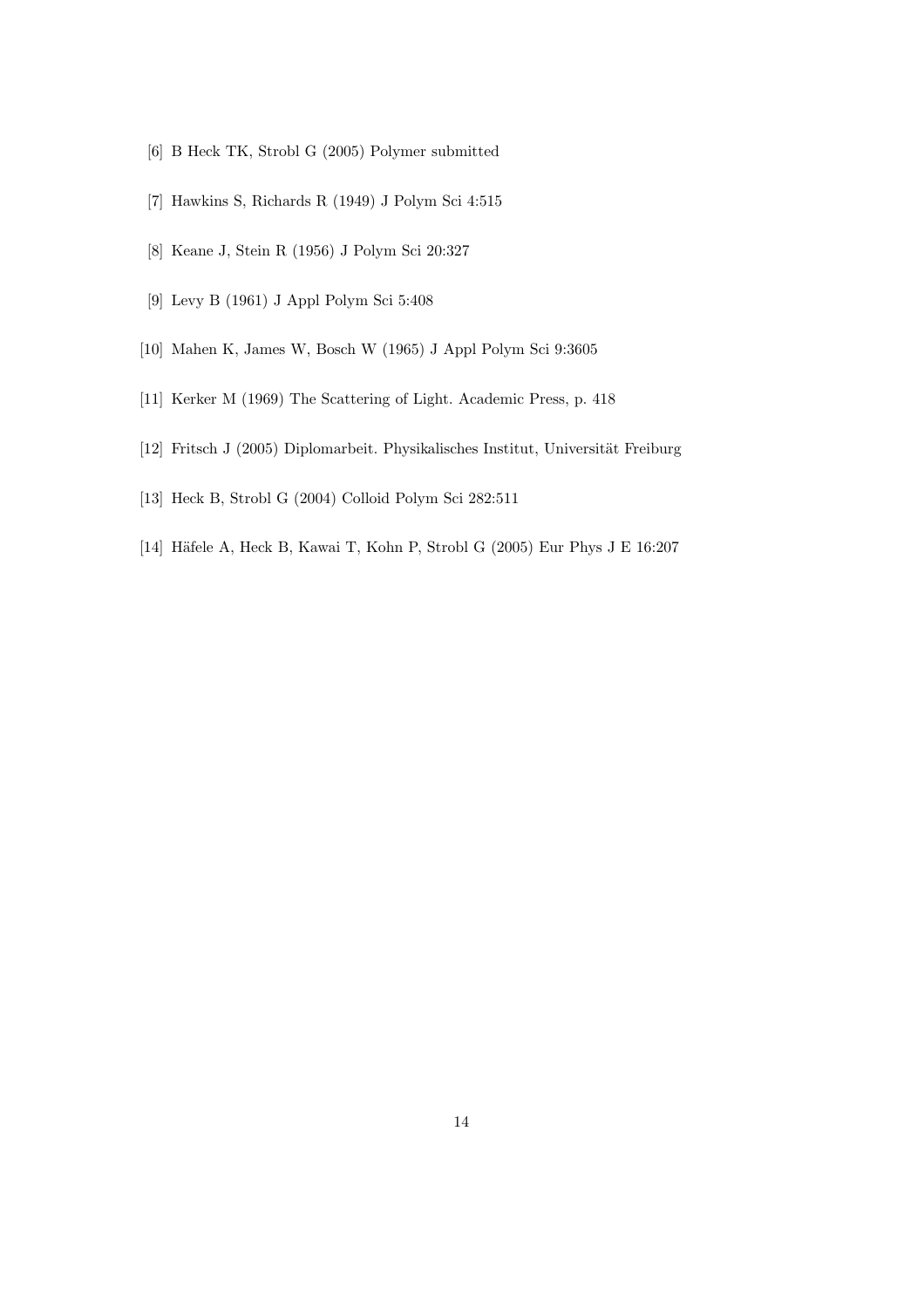[6] B Heck TK, Strobl G (2005) Polymer submitted

[7] Hawkins S, Richards R (1949) J Polym Sci 4:515

[8] Keane J, Stein R (1956) J Polym Sci 20:327

[9] Levy B (1961) J Appl Polym Sci 5:408

[10] Mahen K, James W, Bosch W (1965) J Appl Polym Sci 9:3605

[11] Kerker M (1969) The Scattering of Light. Academic Press, p. 418

[12] Fritsch J (2005) Diplomarbeit. Physikalisches Institut, Universität Freiburg

[13] Heck B, Strobl G (2004) Colloid Polym Sci 282:511

[14] Häfele A, Heck B, Kawai T, Kohn P, Strobl G (2005) Eur Phys J E 16:207